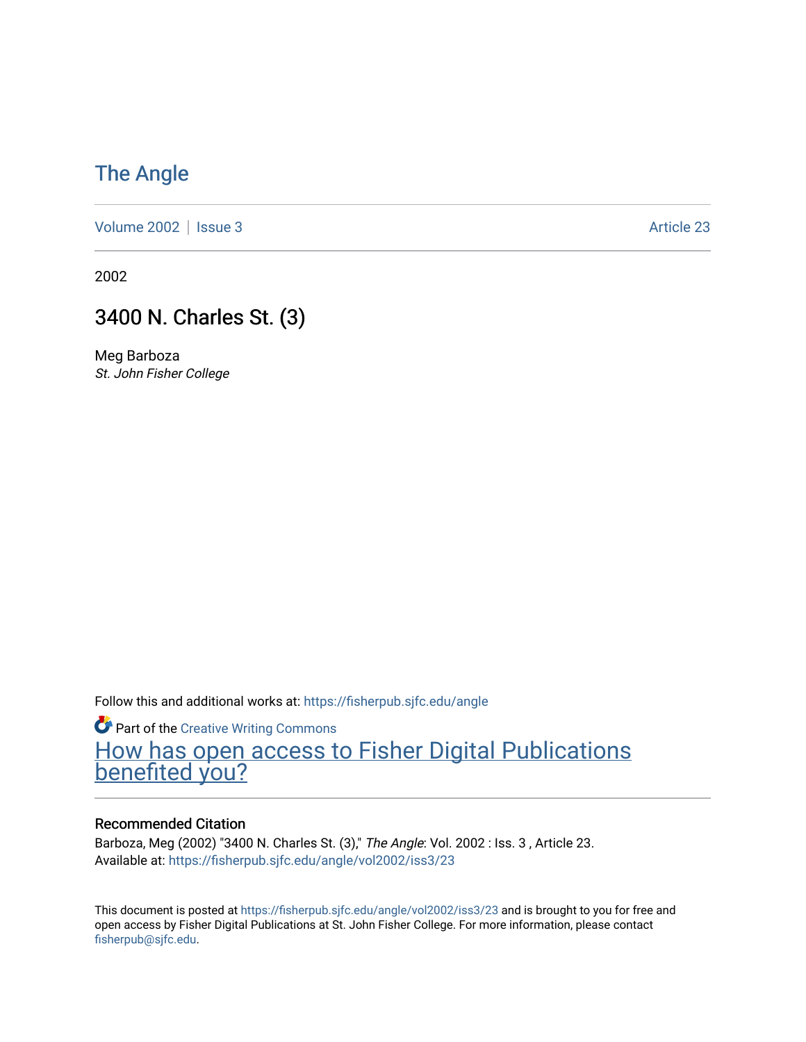# The Angle

Volume 2002 | Issue 3 Article 23

2002

## 3400 N. Charles St. (3)

Meg Barboza
*St. John Fisher College*

Follow this and additional works at: https://fisherpub.sjfc.edu/angle

Part of the Creative Writing Commons

How has open access to Fisher Digital Publications benefited you?

### Recommended Citation

Barboza, Meg (2002) "3400 N. Charles St. (3)," *The Angle*: Vol. 2002 : Iss. 3 , Article 23.
Available at: https://fisherpub.sjfc.edu/angle/vol2002/iss3/23

This document is posted at https://fisherpub.sjfc.edu/angle/vol2002/iss3/23 and is brought to you for free and open access by Fisher Digital Publications at St. John Fisher College. For more information, please contact fisherpub@sjfc.edu.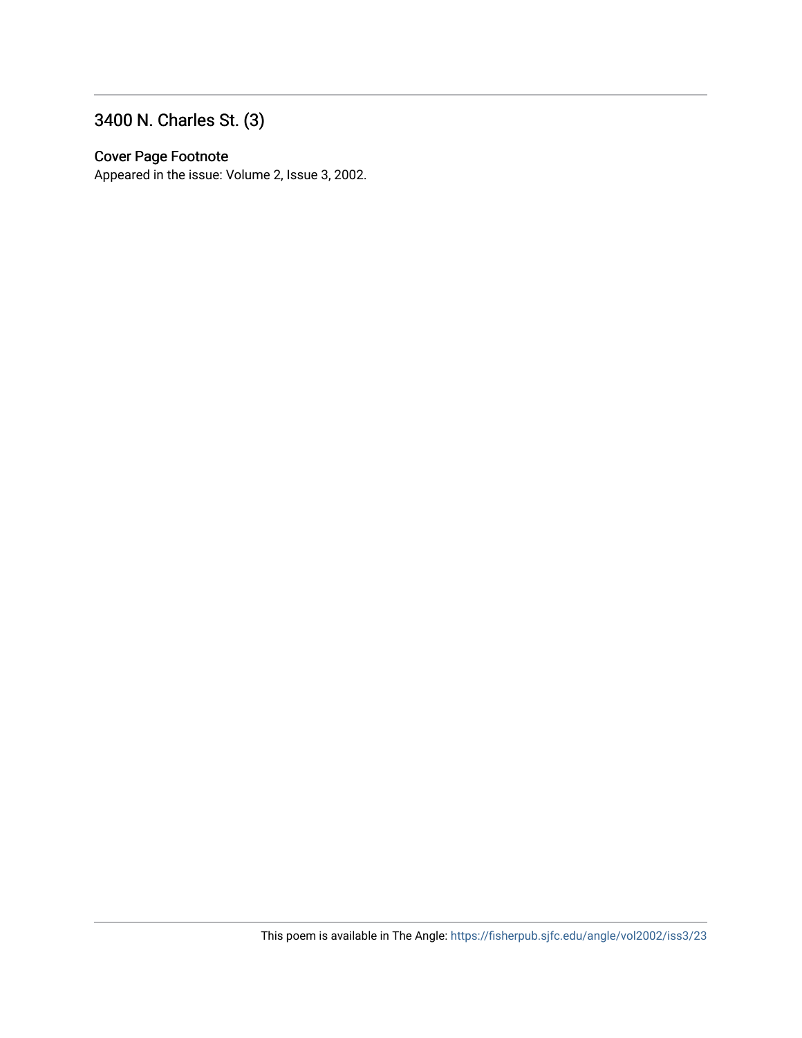## 3400 N. Charles St. (3)

### Cover Page Footnote

Appeared in the issue: Volume 2, Issue 3, 2002.

This poem is available in The Angle: https://fisherpub.sjfc.edu/angle/vol2002/iss3/23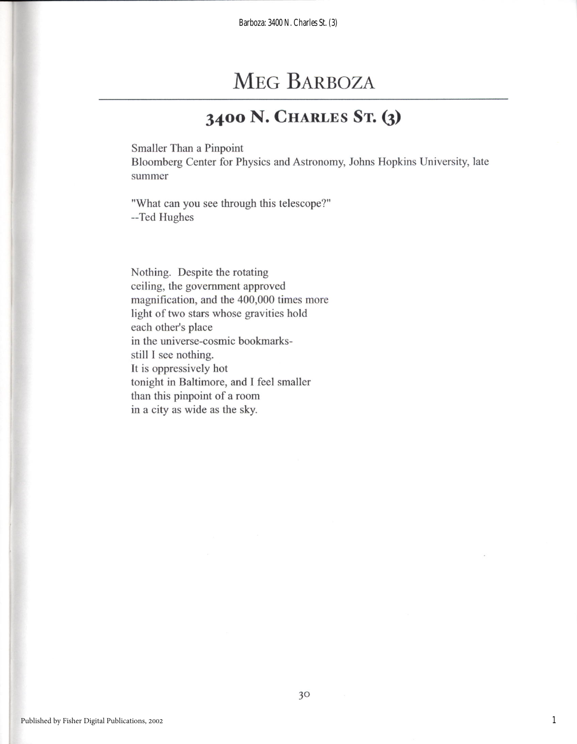# Meg Barboza

## 3400 N. Charles St. (3)

Smaller Than a Pinpoint
Bloomberg Center for Physics and Astronomy, Johns Hopkins University, late summer

"What can you see through this telescope?"
--Ted Hughes

Nothing. Despite the rotating
ceiling, the government approved
magnification, and the 400,000 times more
light of two stars whose gravities hold
each other's place
in the universe-cosmic bookmarks-
still I see nothing.
It is oppressively hot
tonight in Baltimore, and I feel smaller
than this pinpoint of a room
in a city as wide as the sky.